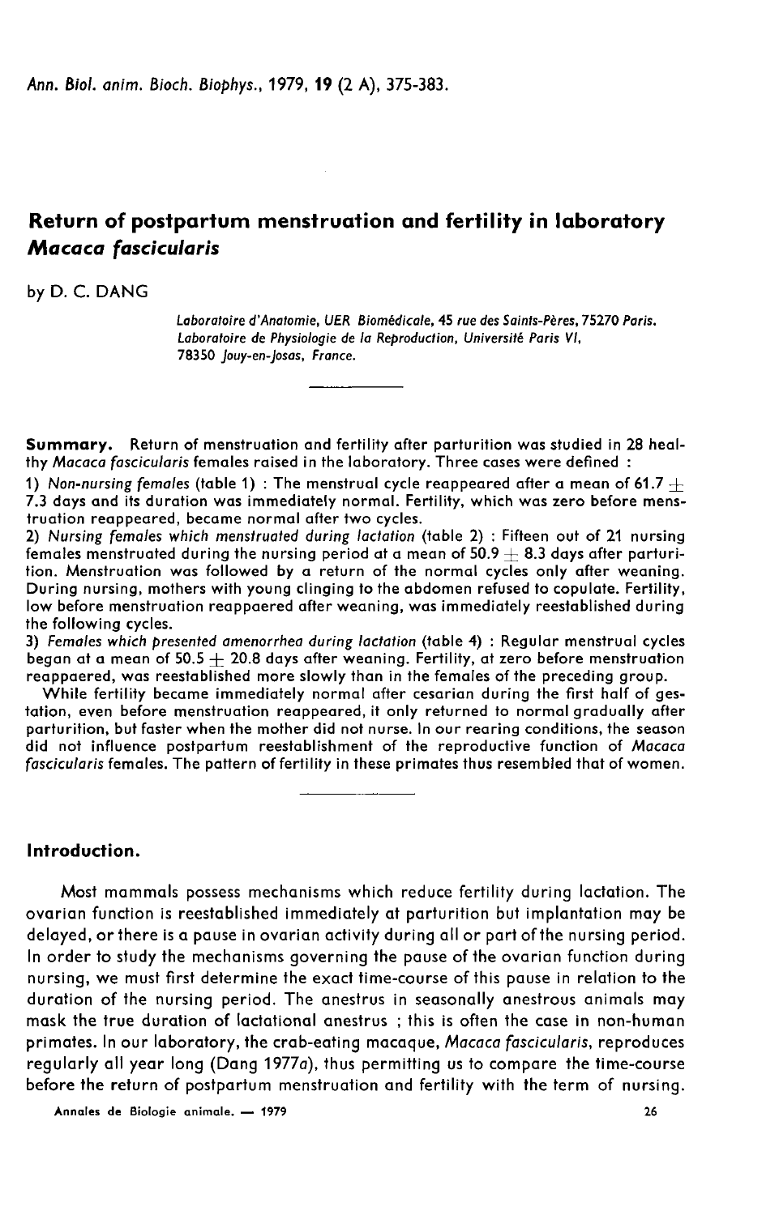# Return of postpartum menstruation and fertility in laboratory *Macaca fascicularis*

by D. C. DANG

*Laboratoire d'Anatomie, UER Biomédicale, 45 rue des Saints-Pères, 75270 Paris.*
*Laboratoire de Physiologie de la Reproduction, Université Paris VI, 78350 Jouy-en-Josas, France.*

**Summary.** Return of menstruation and fertility after parturition was studied in 28 healthy *Macaca fascicularis* females raised in the laboratory. Three cases were defined :

1) *Non-nursing females* (table 1) : The menstrual cycle reappeared after a mean of 61.7 ± 7.3 days and its duration was immediately normal. Fertility, which was zero before menstruation reappeared, became normal after two cycles.

2) *Nursing females which menstruated during lactation* (table 2) : Fifteen out of 21 nursing females menstruated during the nursing period at a mean of 50.9 ± 8.3 days after parturition. Menstruation was followed by a return of the normal cycles only after weaning. During nursing, mothers with young clinging to the abdomen refused to copulate. Fertility, low before menstruation reappaered after weaning, was immediately reestablished during the following cycles.

3) *Females which presented amenorrhea during lactation* (table 4) : Regular menstrual cycles began at a mean of 50.5 ± 20.8 days after weaning. Fertility, at zero before menstruation reappaered, was reestablished more slowly than in the females of the preceding group.

While fertility became immediately normal after cesarian during the first half of gestation, even before menstruation reappeared, it only returned to normal gradually after parturition, but faster when the mother did not nurse. In our rearing conditions, the season did not influence postpartum reestablishment of the reproductive function of *Macaca fascicularis* females. The pattern of fertility in these primates thus resembled that of women.

## Introduction.

Most mammals possess mechanisms which reduce fertility during lactation. The ovarian function is reestablished immediately at parturition but implantation may be delayed, or there is a pause in ovarian activity during all or part of the nursing period. In order to study the mechanisms governing the pause of the ovarian function during nursing, we must first determine the exact time-course of this pause in relation to the duration of the nursing period. The anestrus in seasonally anestrous animals may mask the true duration of lactational anestrus ; this is often the case in non-human primates. In our laboratory, the crab-eating macaque, *Macaca fascicularis*, reproduces regularly all year long (Dang 1977*a*), thus permitting us to compare the time-course before the return of postpartum menstruation and fertility with the term of nursing.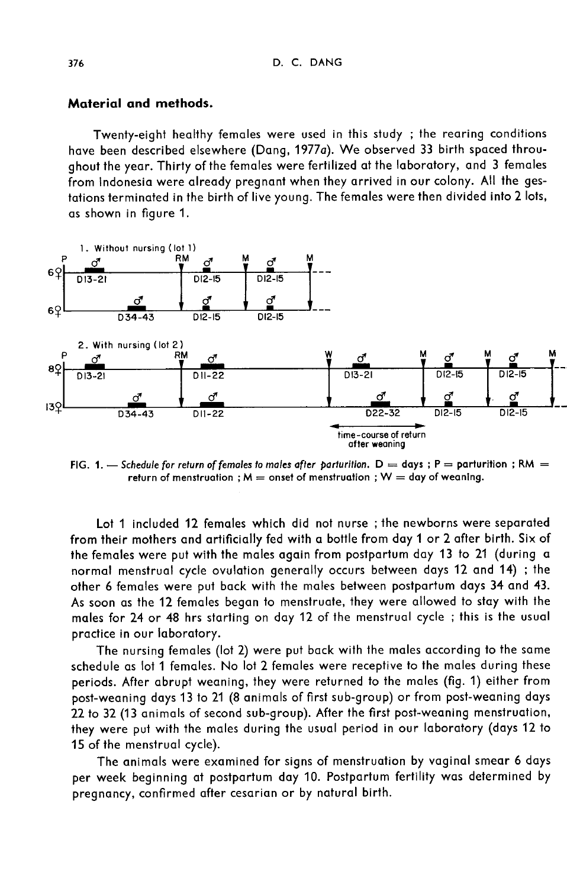## Material and methods.

Twenty-eight healthy females were used in this study ; the rearing conditions have been described elsewhere (Dang, 1977*a*). We observed 33 birth spaced throughout the year. Thirty of the females were fertilized at the laboratory, and 3 females from Indonesia were already pregnant when they arrived in our colony. All the gestations terminated in the birth of live young. The females were then divided into 2 lots, as shown in figure 1.

FIG. 1. — *Schedule for return of females to males after parturition.* D = days ; P = parturition ; RM = return of menstruation ; M = onset of menstruation ; W = day of weaning.

Lot 1 included 12 females which did not nurse ; the newborns were separated from their mothers and artificially fed with a bottle from day 1 or 2 after birth. Six of the females were put with the males again from postpartum day 13 to 21 (during a normal menstrual cycle ovulation generally occurs between days 12 and 14) ; the other 6 females were put back with the males between postpartum days 34 and 43. As soon as the 12 females began to menstruate, they were allowed to stay with the males for 24 or 48 hrs starting on day 12 of the menstrual cycle ; this is the usual practice in our laboratory.

The nursing females (lot 2) were put back with the males according to the same schedule as lot 1 females. No lot 2 females were receptive to the males during these periods. After abrupt weaning, they were returned to the males (fig. 1) either from post-weaning days 13 to 21 (8 animals of first sub-group) or from post-weaning days 22 to 32 (13 animals of second sub-group). After the first post-weaning menstruation, they were put with the males during the usual period in our laboratory (days 12 to 15 of the menstrual cycle).

The animals were examined for signs of menstruation by vaginal smear 6 days per week beginning at postpartum day 10. Postpartum fertility was determined by pregnancy, confirmed after cesarian or by natural birth.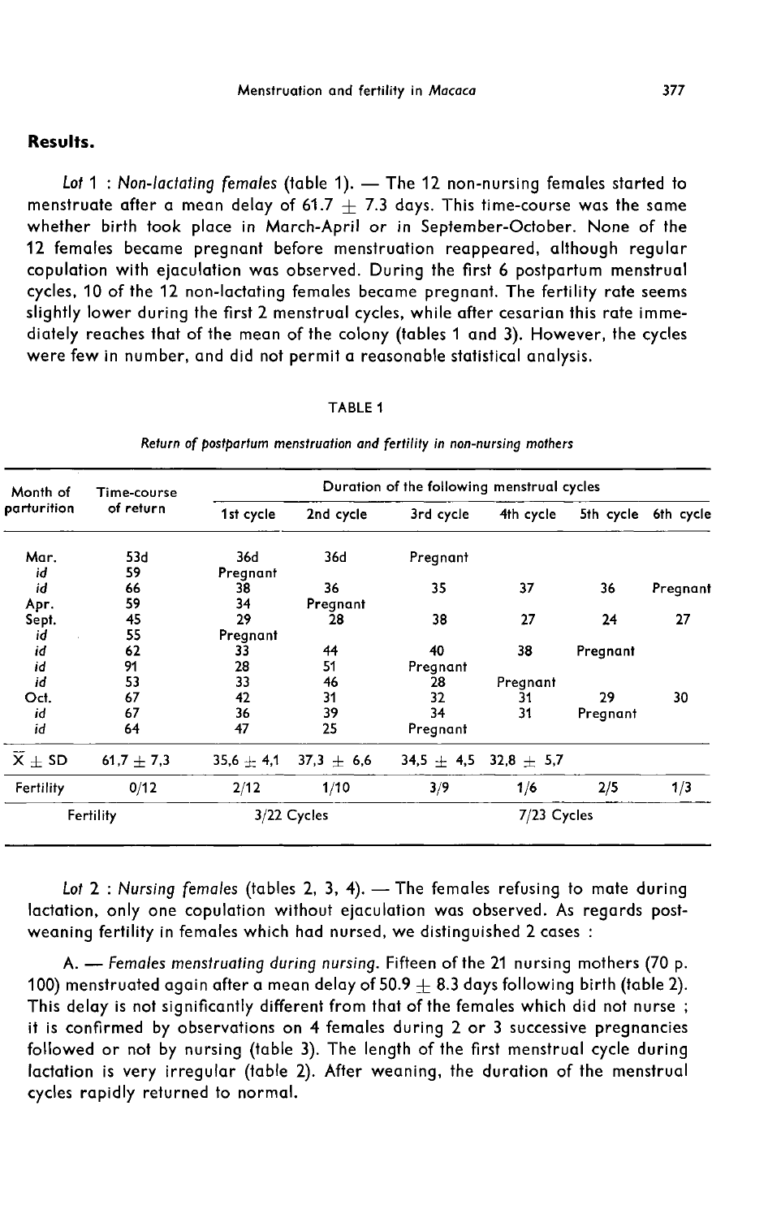## Results.

*Lot 1 : Non-lactating females* (table 1). — The 12 non-nursing females started to menstruate after a mean delay of 61.7 ± 7.3 days. This time-course was the same whether birth took place in March-April or in September-October. None of the 12 females became pregnant before menstruation reappeared, although regular copulation with ejaculation was observed. During the first 6 postpartum menstrual cycles, 10 of the 12 non-lactating females became pregnant. The fertility rate seems slightly lower during the first 2 menstrual cycles, while after cesarian this rate immediately reaches that of the mean of the colony (tables 1 and 3). However, the cycles were few in number, and did not permit a reasonable statistical analysis.

TABLE 1

*Return of postpartum menstruation and fertility in non-nursing mothers*

| Month of parturition | Time-course of return | Duration of the following menstrual cycles | | | | | |
|---|---|---|---|---|---|---|---|
| | | 1st cycle | 2nd cycle | 3rd cycle | 4th cycle | 5th cycle | 6th cycle |
| Mar. | 53d | 36d | 36d | Pregnant | | | |
| *id* | 59 | Pregnant | | | | | |
| *id* | 66 | 38 | 36 | 35 | 37 | 36 | Pregnant |
| Apr. | 59 | 34 | Pregnant | | | | |
| Sept. | 45 | 29 | 28 | 38 | 27 | 24 | 27 |
| *id* | 55 | Pregnant | | | | | |
| *id* | 62 | 33 | 44 | 40 | 38 | Pregnant | |
| *id* | 91 | 28 | 51 | Pregnant | | | |
| *id* | 53 | 33 | 46 | 28 | Pregnant | | |
| Oct. | 67 | 42 | 31 | 32 | 31 | 29 | 30 |
| *id* | 67 | 36 | 39 | 34 | 31 | Pregnant | |
| *id* | 64 | 47 | 25 | Pregnant | | | |
| $\bar{X} \pm SD$ | 61,7 ± 7,3 | 35,6 ± 4,1 | 37,3 ± 6,6 | 34,5 ± 4,5 | 32,8 ± 5,7 | | |
| Fertility | 0/12 | 2/12 | 1/10 | 3/9 | 1/6 | 2/5 | 1/3 |
| Fertility | | 3/22 Cycles | | 7/23 Cycles | | | |

*Lot 2 : Nursing females* (tables 2, 3, 4). — The females refusing to mate during lactation, only one copulation without ejaculation was observed. As regards post-weaning fertility in females which had nursed, we distinguished 2 cases :

A. — *Females menstruating during nursing.* Fifteen of the 21 nursing mothers (70 p. 100) menstruated again after a mean delay of 50.9 ± 8.3 days following birth (table 2). This delay is not significantly different from that of the females which did not nurse ; it is confirmed by observations on 4 females during 2 or 3 successive pregnancies followed or not by nursing (table 3). The length of the first menstrual cycle during lactation is very irregular (table 2). After weaning, the duration of the menstrual cycles rapidly returned to normal.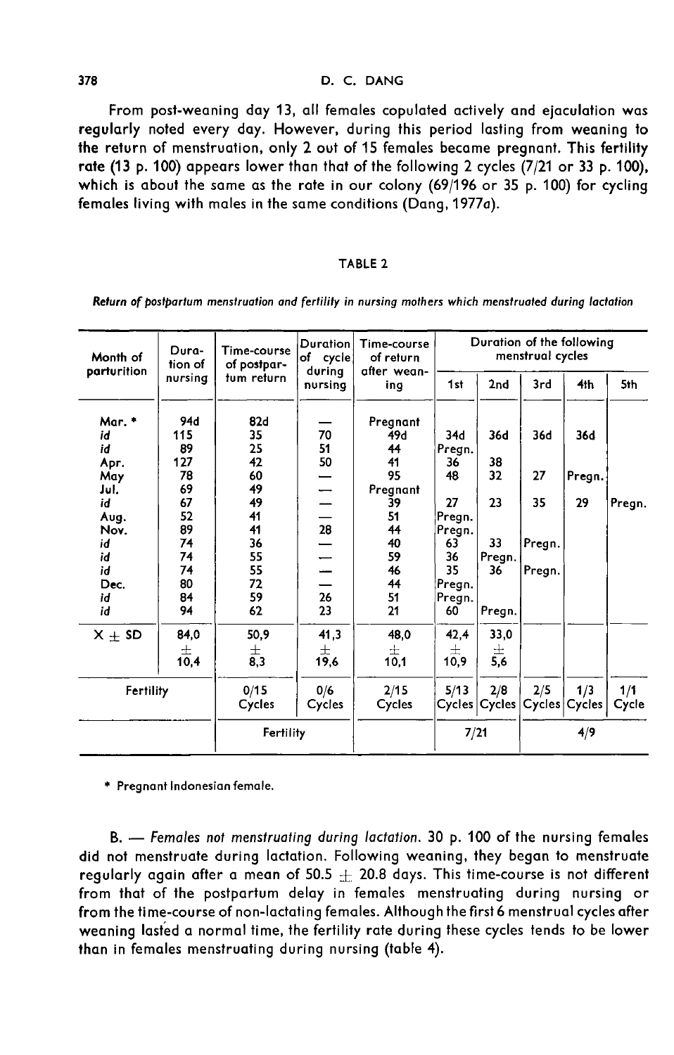From post-weaning day 13, all females copulated actively and ejaculation was regularly noted every day. However, during this period lasting from weaning to the return of menstruation, only 2 out of 15 females became pregnant. This fertility rate (13 p. 100) appears lower than that of the following 2 cycles (7/21 or 33 p. 100), which is about the same as the rate in our colony (69/196 or 35 p. 100) for cycling females living with males in the same conditions (Dang, 1977*a*).

TABLE 2

***Return of postpartum menstruation and fertility in nursing mothers which menstruated during lactation***

| Month of parturition | Duration of nursing | Time-course of postpartum return | Duration of cycle during nursing | Time-course of return after weaning | Duration of the following menstrual cycles | | | | |
|---|---|---|---|---|---|---|---|---|---|
| | | | | | 1st | 2nd | 3rd | 4th | 5th |
| Mar. * | 94d | 82d | — | Pregnant | | | | | |
| *id* | 115 | 35 | 70 | 49d | 34d | 36d | 36d | 36d | |
| *id* | 89 | 25 | 51 | 44 | Pregn. | | | | |
| Apr. | 127 | 42 | 50 | 41 | 36 | 38 | | | |
| May | 78 | 60 | — | 95 | 48 | 32 | 27 | Pregn. | |
| Jul. | 69 | 49 | — | Pregnant | | | | | |
| *id* | 67 | 49 | — | 39 | 27 | 23 | 35 | 29 | Pregn. |
| Aug. | 52 | 41 | — | 51 | Pregn. | | | | |
| Nov. | 89 | 41 | 28 | 44 | Pregn. | | | | |
| *id* | 74 | 36 | — | 40 | 63 | 33 | Pregn. | | |
| *id* | 74 | 55 | — | 59 | 36 | Pregn. | | | |
| *id* | 74 | 55 | — | 46 | 35 | 36 | Pregn. | | |
| Dec. | 80 | 72 | — | 44 | Pregn. | | | | |
| *id* | 84 | 59 | 26 | 51 | Pregn. | | | | |
| *id* | 94 | 62 | 23 | 21 | 60 | Pregn. | | | |
| X ± SD | 84,0 ± 10,4 | 50,9 ± 8,3 | 41,3 ± 19,6 | 48,0 ± 10,1 | 42,4 ± 10,9 | 33,0 ± 5,6 | | | |
| Fertility | | 0/15 Cycles | 0/6 Cycles | 2/15 Cycles | 5/13 Cycles | 2/8 Cycles | 2/5 Cycles | 1/3 Cycles | 1/1 Cycle |
| | | Fertility | | | 7/21 | | 4/9 | | |

\* Pregnant Indonesian female.

B. — *Females not menstruating during lactation.* 30 p. 100 of the nursing females did not menstruate during lactation. Following weaning, they began to menstruate regularly again after a mean of 50.5 ± 20.8 days. This time-course is not different from that of the postpartum delay in females menstruating during nursing or from the time-course of non-lactating females. Although the first 6 menstrual cycles after weaning lasted a normal time, the fertility rate during these cycles tends to be lower than in females menstruating during nursing (table 4).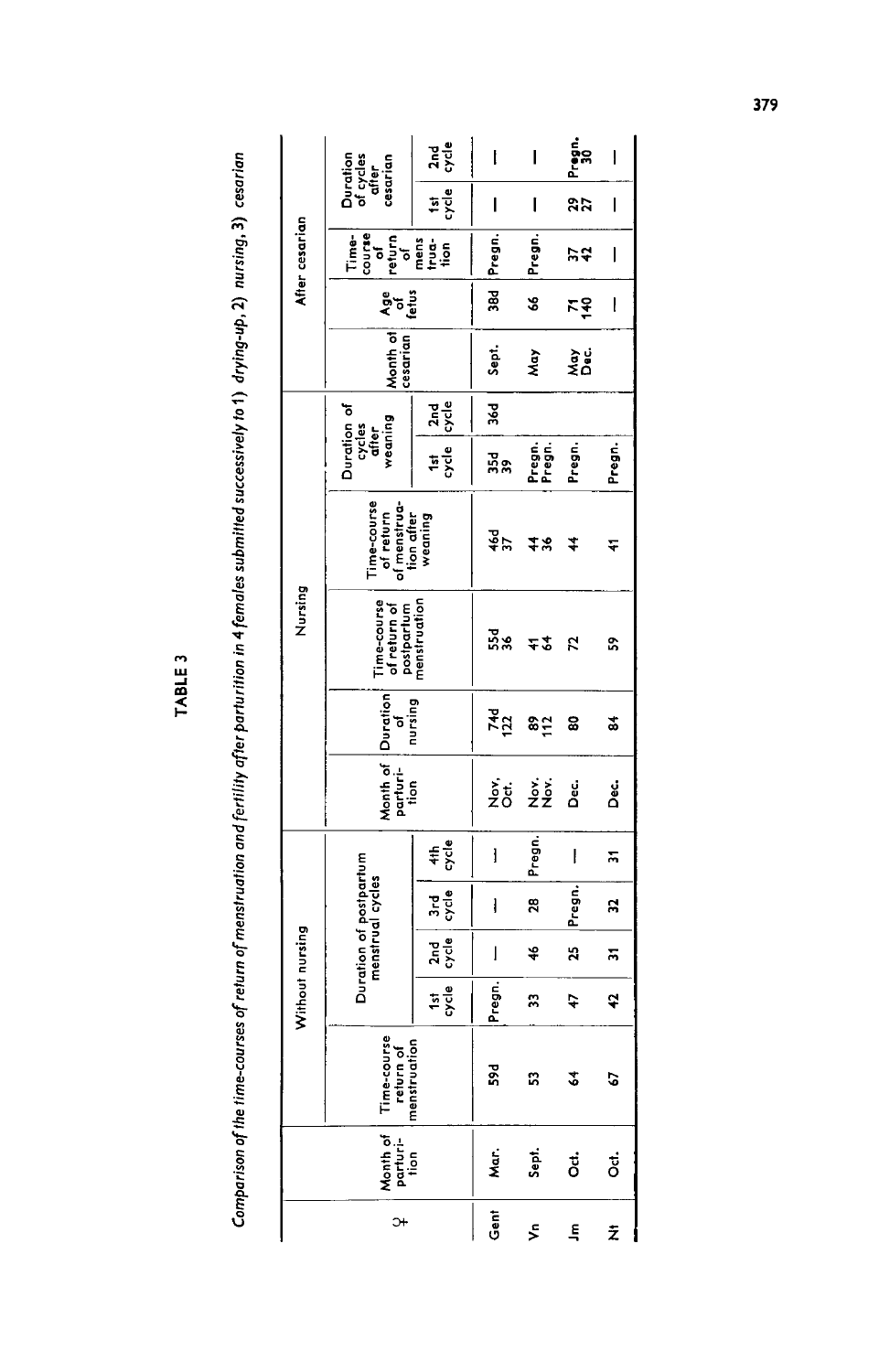# TABLE 3

*Comparison of the time-courses of return of menstruation and fertility after parturition in 4 females submitted successively to 1) drying-up, 2) nursing, 3) cesarian*

| ♀ | Without nursing | | | | | | Nursing | | | | | | After cesarian | | | | |
|---|---|---|---|---|---|---|---|---|---|---|---|---|---|---|---|---|---|
| | Month of parturition | Time-course return of menstruation | Duration of postpartum menstrual cycles | | | | Month of parturition | Duration of nursing | Time-course of return of postpartum menstruation | Time-course of return of menstruation after weaning | Duration of cycles after weaning | | Month of cesarian | Age of fetus | Time-course of return of menstruation | Duration of cycles after cesarian | |
| | | | 1st cycle | 2nd cycle | 3rd cycle | 4th cycle | | | | | 1st cycle | 2nd cycle | | | | 1st cycle | 2nd cycle |
| Gent | Mar. | 59d | Pregn. | — | — | — | Nov. Oct. | 74d 122 | 55d 36 | 46d 37 | 35d 39 | 36d | Sept. | 38d | Pregn. | — | — |
| Vn | Sept. | 53 | 33 | 46 | 28 | Pregn. | Nov. Nov. | 89 112 | 41 64 | 44 36 | Pregn. Pregn. | | May | 66 | Pregn. | — | — |
| Jm | Oct. | 64 | 47 | 25 | Pregn. | — | Dec. | 80 | 72 | 44 | Pregn. | | May Dec. | 71 140 | 37 42 | 29 27 | Pregn. 30 |
| Nt | Oct. | 67 | 42 | 31 | 32 | 31 | Dec. | 84 | 59 | 41 | Pregn. | | | — | — | — | — |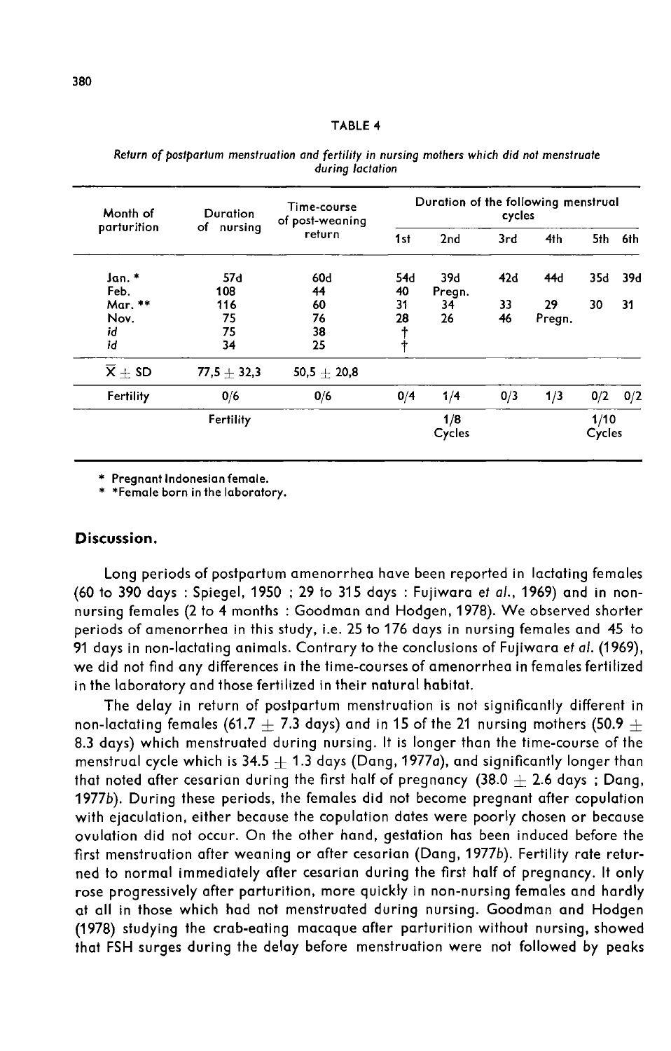TABLE 4

*Return of postpartum menstruation and fertility in nursing mothers which did not menstruate during lactation*

| Month of parturition | Duration of nursing | Time-course of post-weaning return | Duration of the following menstrual cycles | | | | | |
|---|---|---|---|---|---|---|---|---|
| | | | 1st | 2nd | 3rd | 4th | 5th | 6th |
| Jan. * | 57d | 60d | 54d | 39d | 42d | 44d | 35d | 39d |
| Feb. | 108 | 44 | 40 | Pregn. | | | | |
| Mar. ** | 116 | 60 | 31 | 34 | 33 | 29 | 30 | 31 |
| Nov. | 75 | 76 | 28 | 26 | 46 | Pregn. | | |
| *id* | 75 | 38 | † | | | | | |
| *id* | 34 | 25 | † | | | | | |
| $\bar{X} \pm$ SD | 77,5 $\pm$ 32,3 | 50,5 $\pm$ 20,8 | | | | | | |
| Fertility | 0/6 | 0/6 | 0/4 | 1/4 | 0/3 | 1/3 | 0/2 | 0/2 |
| | Fertility | | | 1/8 Cycles | | | 1/10 Cycles | |

\* Pregnant Indonesian female.
\*\* Female born in the laboratory.

## Discussion.

Long periods of postpartum amenorrhea have been reported in lactating females (60 to 390 days : Spiegel, 1950 ; 29 to 315 days : Fujiwara *et al.*, 1969) and in non-nursing females (2 to 4 months : Goodman and Hodgen, 1978). We observed shorter periods of amenorrhea in this study, i.e. 25 to 176 days in nursing females and 45 to 91 days in non-lactating animals. Contrary to the conclusions of Fujiwara *et al.* (1969), we did not find any differences in the time-courses of amenorrhea in females fertilized in the laboratory and those fertilized in their natural habitat.

The delay in return of postpartum menstruation is not significantly different in non-lactating females (61.7 $\pm$ 7.3 days) and in 15 of the 21 nursing mothers (50.9 $\pm$ 8.3 days) which menstruated during nursing. It is longer than the time-course of the menstrual cycle which is 34.5 $\pm$ 1.3 days (Dang, 1977*a*), and significantly longer than that noted after cesarian during the first half of pregnancy (38.0 $\pm$ 2.6 days ; Dang, 1977*b*). During these periods, the females did not become pregnant after copulation with ejaculation, either because the copulation dates were poorly chosen or because ovulation did not occur. On the other hand, gestation has been induced before the first menstruation after weaning or after cesarian (Dang, 1977*b*). Fertility rate returned to normal immediately after cesarian during the first half of pregnancy. It only rose progressively after parturition, more quickly in non-nursing females and hardly at all in those which had not menstruated during nursing. Goodman and Hodgen (1978) studying the crab-eating macaque after parturition without nursing, showed that FSH surges during the delay before menstruation were not followed by peaks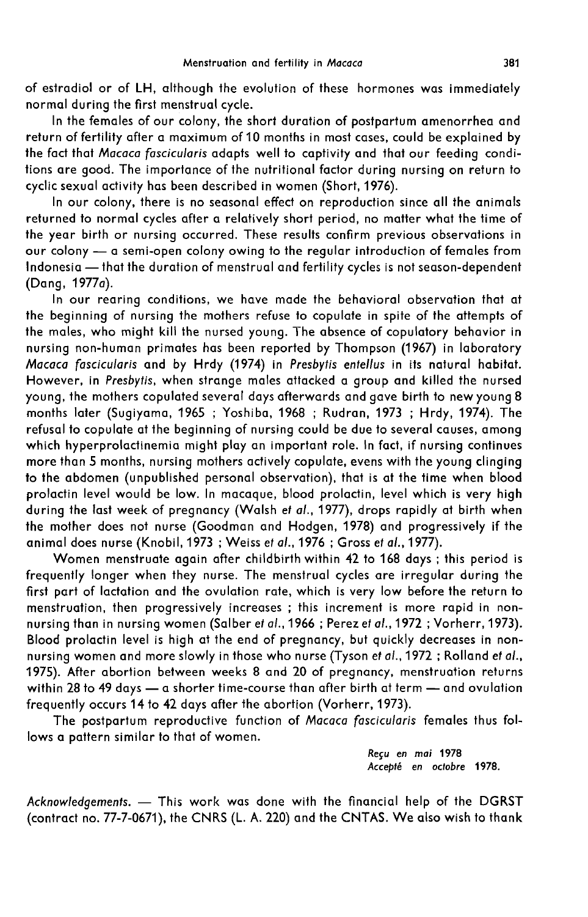of estradiol or of LH, although the evolution of these hormones was immediately normal during the first menstrual cycle.

In the females of our colony, the short duration of postpartum amenorrhea and return of fertility after a maximum of 10 months in most cases, could be explained by the fact that *Macaca fascicularis* adapts well to captivity and that our feeding conditions are good. The importance of the nutritional factor during nursing on return to cyclic sexual activity has been described in women (Short, 1976).

In our colony, there is no seasonal effect on reproduction since all the animals returned to normal cycles after a relatively short period, no matter what the time of the year birth or nursing occurred. These results confirm previous observations in our colony — a semi-open colony owing to the regular introduction of females from Indonesia — that the duration of menstrual and fertility cycles is not season-dependent (Dang, 1977*a*).

In our rearing conditions, we have made the behavioral observation that at the beginning of nursing the mothers refuse to copulate in spite of the attempts of the males, who might kill the nursed young. The absence of copulatory behavior in nursing non-human primates has been reported by Thompson (1967) in laboratory *Macaca fascicularis* and by Hrdy (1974) in *Presbytis entellus* in its natural habitat. However, in *Presbytis*, when strange males attacked a group and killed the nursed young, the mothers copulated several days afterwards and gave birth to new young 8 months later (Sugiyama, 1965 ; Yoshiba, 1968 ; Rudran, 1973 ; Hrdy, 1974). The refusal to copulate at the beginning of nursing could be due to several causes, among which hyperprolactinemia might play an important role. In fact, if nursing continues more than 5 months, nursing mothers actively copulate, evens with the young clinging to the abdomen (unpublished personal observation), that is at the time when blood prolactin level would be low. In macaque, blood prolactin, level which is very high during the last week of pregnancy (Walsh *et al.*, 1977), drops rapidly at birth when the mother does not nurse (Goodman and Hodgen, 1978) and progressively if the animal does nurse (Knobil, 1973 ; Weiss *et al.*, 1976 ; Gross *et al.*, 1977).

Women menstruate again after childbirth within 42 to 168 days ; this period is frequently longer when they nurse. The menstrual cycles are irregular during the first part of lactation and the ovulation rate, which is very low before the return to menstruation, then progressively increases ; this increment is more rapid in non-nursing than in nursing women (Salber *et al.*, 1966 ; Perez *et al.*, 1972 ; Vorherr, 1973). Blood prolactin level is high at the end of pregnancy, but quickly decreases in non-nursing women and more slowly in those who nurse (Tyson *et al.*, 1972 ; Rolland *et al.*, 1975). After abortion between weeks 8 and 20 of pregnancy, menstruation returns within 28 to 49 days — a shorter time-course than after birth at term — and ovulation frequently occurs 14 to 42 days after the abortion (Vorherr, 1973).

The postpartum reproductive function of *Macaca fascicularis* females thus follows a pattern similar to that of women.

*Reçu en mai* 1978
*Accepté en octobre* 1978.

*Acknowledgements.* — This work was done with the financial help of the DGRST (contract no. 77-7-0671), the CNRS (L. A. 220) and the CNTAS. We also wish to thank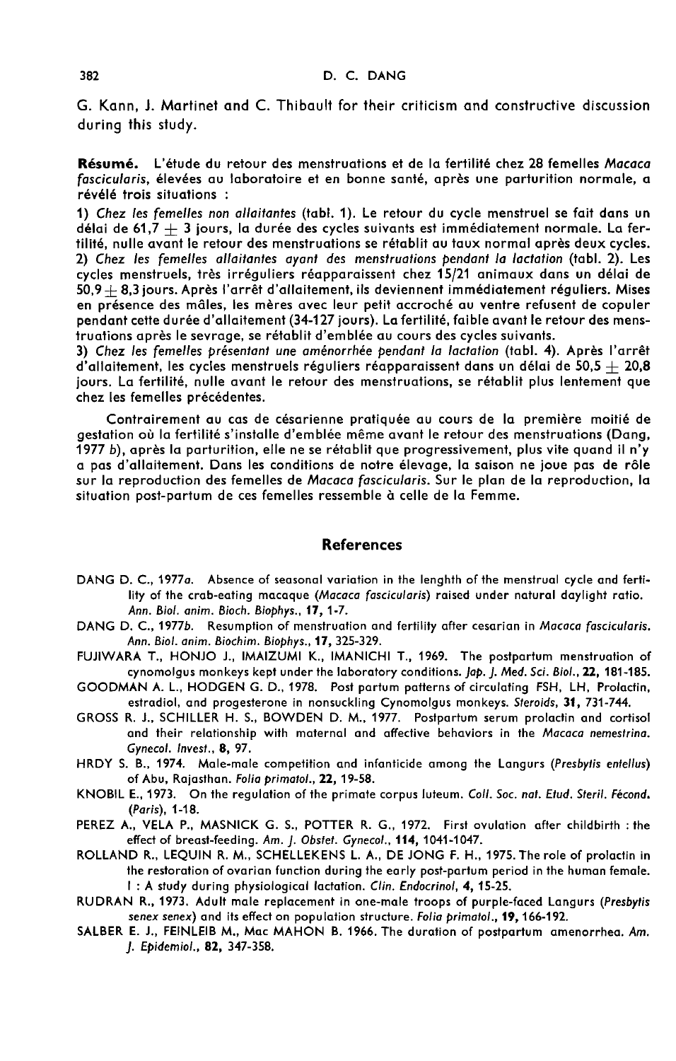G. Kann, J. Martinet and C. Thibault for their criticism and constructive discussion during this study.

**Résumé.** L'étude du retour des menstruations et de la fertilité chez 28 femelles *Macaca fascicularis*, élevées au laboratoire et en bonne santé, après une parturition normale, a révélé trois situations :

1) *Chez les femelles non allaitantes* (tabl. 1). Le retour du cycle menstruel se fait dans un délai de 61,7 $\pm$ 3 jours, la durée des cycles suivants est immédiatement normale. La fertilité, nulle avant le retour des menstruations se rétablit au taux normal après deux cycles.
2) *Chez les femelles allaitantes ayant des menstruations pendant la lactation* (tabl. 2). Les cycles menstruels, très irréguliers réapparaissent chez 15/21 animaux dans un délai de 50,9 $\pm$ 8,3 jours. Après l'arrêt d'allaitement, ils deviennent immédiatement réguliers. Mises en présence des mâles, les mères avec leur petit accroché au ventre refusent de copuler pendant cette durée d'allaitement (34-127 jours). La fertilité, faible avant le retour des menstruations après le sevrage, se rétablit d'emblée au cours des cycles suivants.
3) *Chez les femelles présentant une aménorrhée pendant la lactation* (tabl. 4). Après l'arrêt d'allaitement, les cycles menstruels réguliers réapparaissent dans un délai de 50,5 $\pm$ 20,8 jours. La fertilité, nulle avant le retour des menstruations, se rétablit plus lentement que chez les femelles précédentes.

Contrairement au cas de césarienne pratiquée au cours de la première moitié de gestation où la fertilité s'installe d'emblée même avant le retour des menstruations (Dang, 1977 *b*), après la parturition, elle ne se rétablit que progressivement, plus vite quand il n'y a pas d'allaitement. Dans les conditions de notre élevage, la saison ne joue pas de rôle sur la reproduction des femelles de *Macaca fascicularis*. Sur le plan de la reproduction, la situation post-partum de ces femelles ressemble à celle de la Femme.

## References

DANG D. C., 1977*a*. Absence of seasonal variation in the lenghth of the menstrual cycle and fertility of the crab-eating macaque (*Macaca fascicularis*) raised under natural daylight ratio. *Ann. Biol. anim. Bioch. Biophys.*, **17**, 1-7.

DANG D. C., 1977*b*. Resumption of menstruation and fertility after cesarian in *Macaca fascicularis*. *Ann. Biol. anim. Biochim. Biophys.*, **17**, 325-329.

FUJIWARA T., HONJO J., IMAIZUMI K., IMANICHI T., 1969. The postpartum menstruation of cynomolgus monkeys kept under the laboratory conditions. *Jap. J. Med. Sci. Biol.*, **22**, 181-185.

GOODMAN A. L., HODGEN G. D., 1978. Post partum patterns of circulating FSH, LH, Prolactin, estradiol, and progesterone in nonsuckling Cynomolgus monkeys. *Steroids*, **31**, 731-744.

GROSS R. J., SCHILLER H. S., BOWDEN D. M., 1977. Postpartum serum prolactin and cortisol and their relationship with maternal and affective behaviors in the *Macaca nemestrina*. *Gynecol. Invest.*, **8**, 97.

HRDY S. B., 1974. Male-male competition and infanticide among the Langurs (*Presbytis entellus*) of Abu, Rajasthan. *Folia primatol.*, **22**, 19-58.

KNOBIL E., 1973. On the regulation of the primate corpus luteum. *Coll. Soc. nat. Etud. Steril. Fécond.* (*Paris*), 1-18.

PEREZ A., VELA P., MASNICK G. S., POTTER R. G., 1972. First ovulation after childbirth : the effect of breast-feeding. *Am. J. Obstet. Gynecol.*, **114**, 1041-1047.

ROLLAND R., LEQUIN R. M., SCHELLEKENS L. A., DE JONG F. H., 1975. The role of prolactin in the restoration of ovarian function during the early post-partum period in the human female. I : A study during physiological lactation. *Clin. Endocrinol*, **4**, 15-25.

RUDRAN R., 1973. Adult male replacement in one-male troops of purple-faced Langurs (*Presbytis senex senex*) and its effect on population structure. *Folia primatol.*, **19**, 166-192.

SALBER E. J., FEINLEIB M., Mac MAHON B. 1966. The duration of postpartum amenorrhea. *Am. J. Epidemiol.*, **82**, 347-358.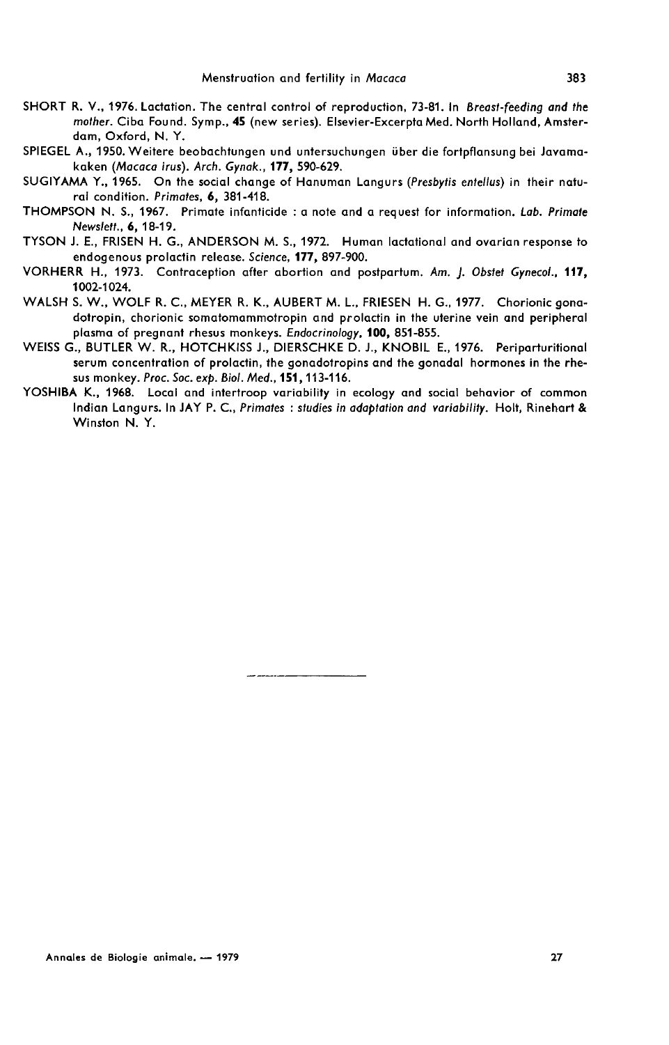SHORT R. V., 1976. Lactation. The central control of reproduction, 73-81. In *Breast-feeding and the mother*. Ciba Found. Symp., **45** (new series). Elsevier-Excerpta Med. North Holland, Amsterdam, Oxford, N. Y.

SPIEGEL A., 1950. Weitere beobachtungen und untersuchungen über die fortpflansung bei Javamakaken (*Macaca irus*). *Arch. Gynak.*, **177**, 590-629.

SUGIYAMA Y., 1965. On the social change of Hanuman Langurs (*Presbytis entellus*) in their natural condition. *Primates*, **6**, 381-418.

THOMPSON N. S., 1967. Primate infanticide : a note and a request for information. *Lab. Primate Newslett.*, **6**, 18-19.

TYSON J. E., FRISEN H. G., ANDERSON M. S., 1972. Human lactational and ovarian response to endogenous prolactin release. *Science*, **177**, 897-900.

VORHERR H., 1973. Contraception after abortion and postpartum. *Am. J. Obstet Gynecol.*, **117**, 1002-1024.

WALSH S. W., WOLF R. C., MEYER R. K., AUBERT M. L., FRIESEN H. G., 1977. Chorionic gonadotropin, chorionic somatomammotropin and prolactin in the uterine vein and peripheral plasma of pregnant rhesus monkeys. *Endocrinology*, **100**, 851-855.

WEISS G., BUTLER W. R., HOTCHKISS J., DIERSCHKE D. J., KNOBIL E., 1976. Periparturitional serum concentration of prolactin, the gonadotropins and the gonadal hormones in the rhesus monkey. *Proc. Soc. exp. Biol. Med.*, **151**, 113-116.

YOSHIBA K., 1968. Local and intertroop variability in ecology and social behavior of common Indian Langurs. In JAY P. C., *Primates : studies in adaptation and variability*. Holt, Rinehart & Winston N. Y.